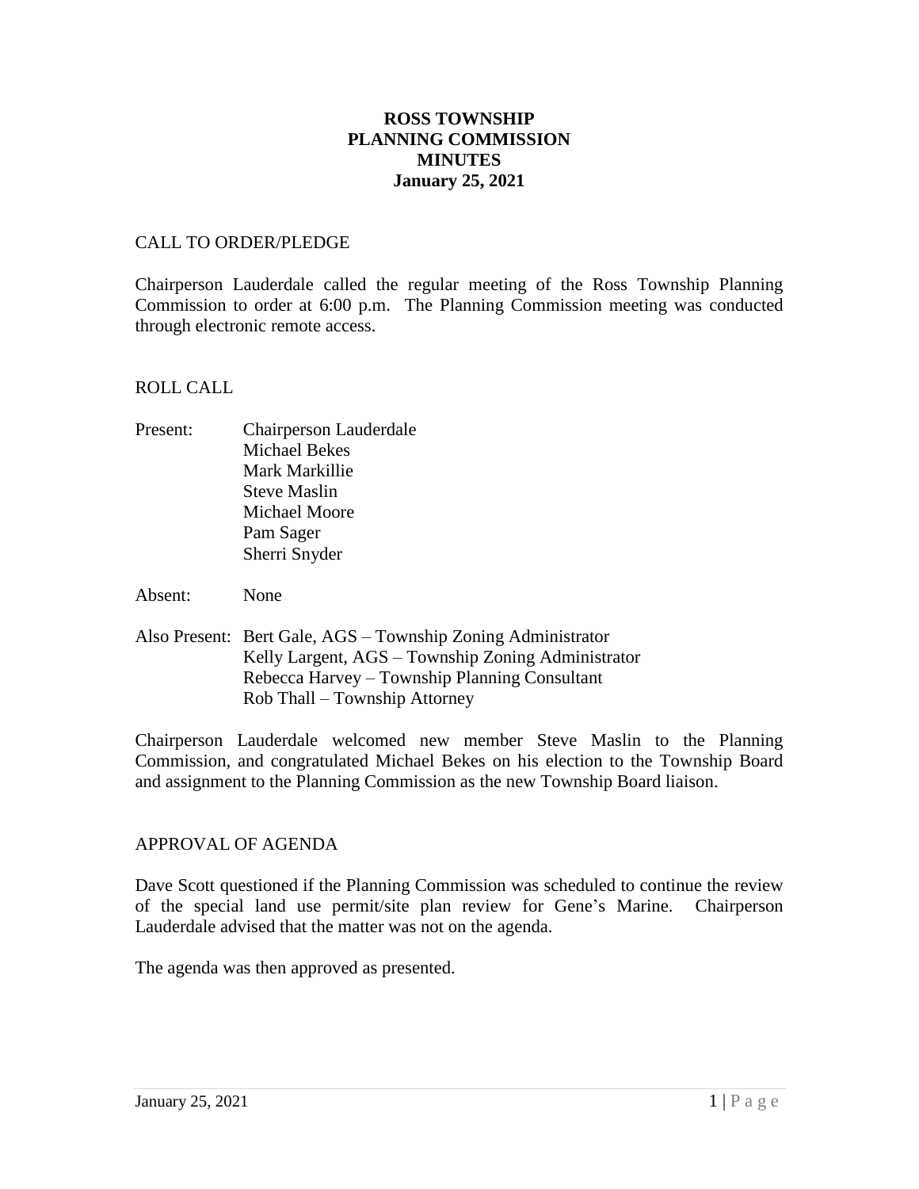# ROSS TOWNSHIP
# PLANNING COMMISSION
# MINUTES
# January 25, 2021

## CALL TO ORDER/PLEDGE

Chairperson Lauderdale called the regular meeting of the Ross Township Planning Commission to order at 6:00 p.m. The Planning Commission meeting was conducted through electronic remote access.

## ROLL CALL

Present: Chairperson Lauderdale
Michael Bekes
Mark Markillie
Steve Maslin
Michael Moore
Pam Sager
Sherri Snyder

Absent: None

Also Present: Bert Gale, AGS – Township Zoning Administrator
Kelly Largent, AGS – Township Zoning Administrator
Rebecca Harvey – Township Planning Consultant
Rob Thall – Township Attorney

Chairperson Lauderdale welcomed new member Steve Maslin to the Planning Commission, and congratulated Michael Bekes on his election to the Township Board and assignment to the Planning Commission as the new Township Board liaison.

## APPROVAL OF AGENDA

Dave Scott questioned if the Planning Commission was scheduled to continue the review of the special land use permit/site plan review for Gene's Marine. Chairperson Lauderdale advised that the matter was not on the agenda.

The agenda was then approved as presented.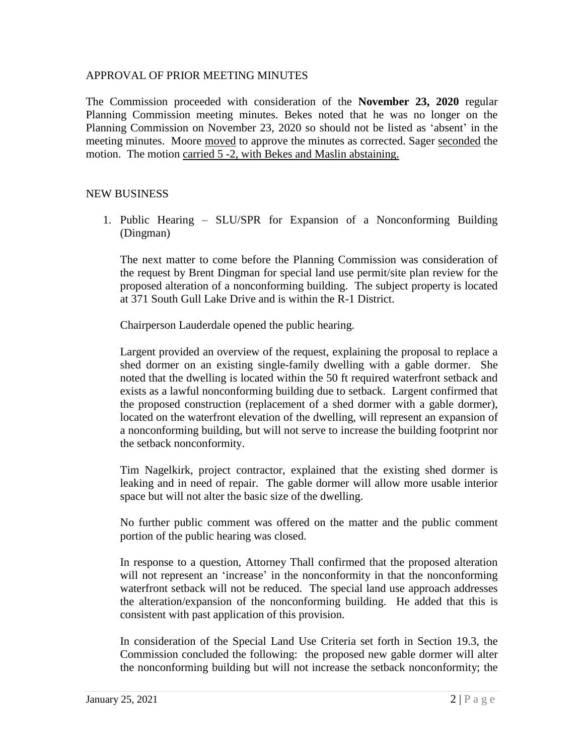## APPROVAL OF PRIOR MEETING MINUTES

The Commission proceeded with consideration of the **November 23, 2020** regular Planning Commission meeting minutes. Bekes noted that he was no longer on the Planning Commission on November 23, 2020 so should not be listed as 'absent' in the meeting minutes. Moore moved to approve the minutes as corrected. Sager seconded the motion. The motion carried 5 -2, with Bekes and Maslin abstaining.

## NEW BUSINESS

1. Public Hearing – SLU/SPR for Expansion of a Nonconforming Building (Dingman)

   The next matter to come before the Planning Commission was consideration of the request by Brent Dingman for special land use permit/site plan review for the proposed alteration of a nonconforming building. The subject property is located at 371 South Gull Lake Drive and is within the R-1 District.

   Chairperson Lauderdale opened the public hearing.

   Largent provided an overview of the request, explaining the proposal to replace a shed dormer on an existing single-family dwelling with a gable dormer. She noted that the dwelling is located within the 50 ft required waterfront setback and exists as a lawful nonconforming building due to setback. Largent confirmed that the proposed construction (replacement of a shed dormer with a gable dormer), located on the waterfront elevation of the dwelling, will represent an expansion of a nonconforming building, but will not serve to increase the building footprint nor the setback nonconformity.

   Tim Nagelkirk, project contractor, explained that the existing shed dormer is leaking and in need of repair. The gable dormer will allow more usable interior space but will not alter the basic size of the dwelling.

   No further public comment was offered on the matter and the public comment portion of the public hearing was closed.

   In response to a question, Attorney Thall confirmed that the proposed alteration will not represent an 'increase' in the nonconformity in that the nonconforming waterfront setback will not be reduced. The special land use approach addresses the alteration/expansion of the nonconforming building. He added that this is consistent with past application of this provision.

   In consideration of the Special Land Use Criteria set forth in Section 19.3, the Commission concluded the following: the proposed new gable dormer will alter the nonconforming building but will not increase the setback nonconformity; the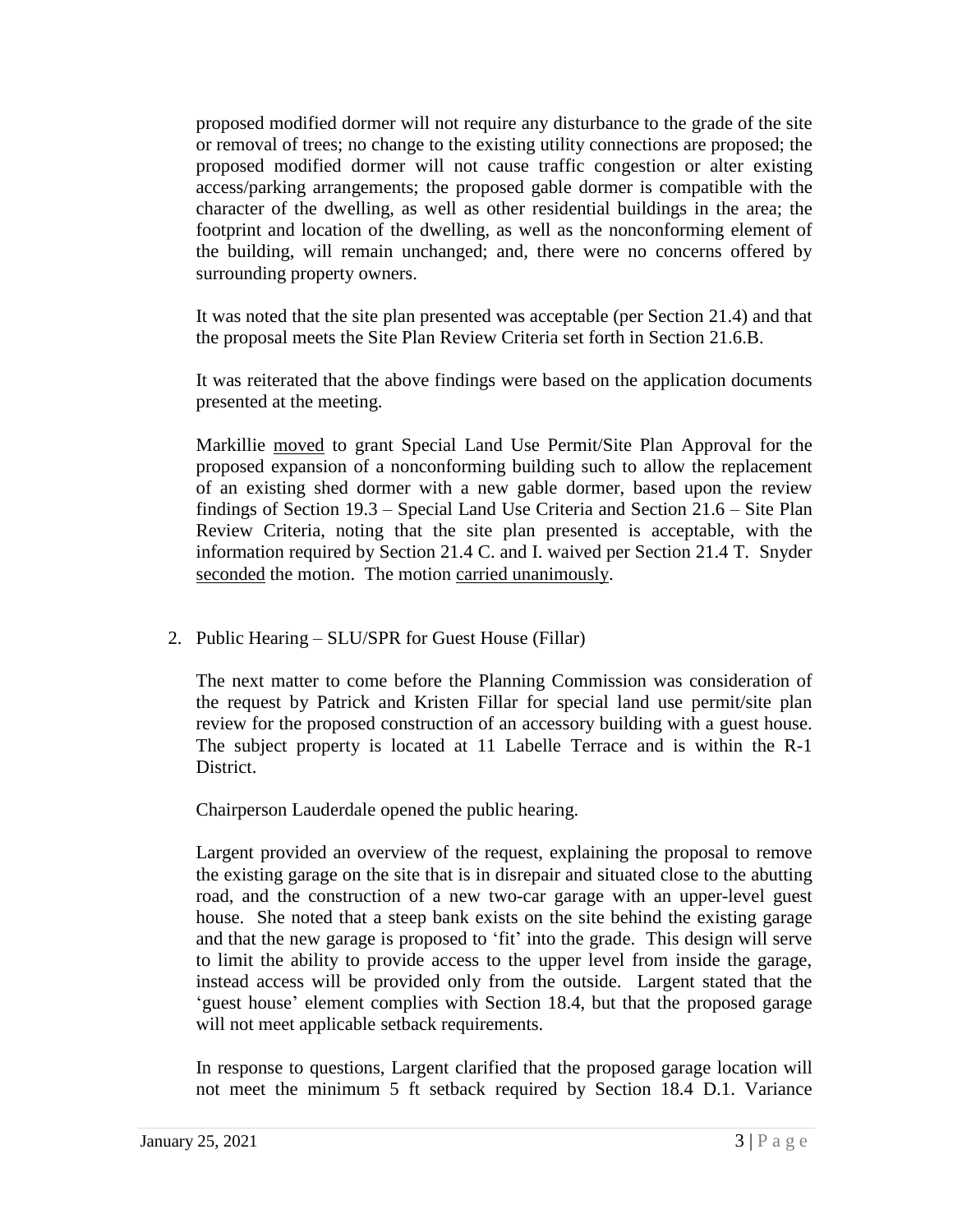proposed modified dormer will not require any disturbance to the grade of the site or removal of trees; no change to the existing utility connections are proposed; the proposed modified dormer will not cause traffic congestion or alter existing access/parking arrangements; the proposed gable dormer is compatible with the character of the dwelling, as well as other residential buildings in the area; the footprint and location of the dwelling, as well as the nonconforming element of the building, will remain unchanged; and, there were no concerns offered by surrounding property owners.

It was noted that the site plan presented was acceptable (per Section 21.4) and that the proposal meets the Site Plan Review Criteria set forth in Section 21.6.B.

It was reiterated that the above findings were based on the application documents presented at the meeting.

Markillie moved to grant Special Land Use Permit/Site Plan Approval for the proposed expansion of a nonconforming building such to allow the replacement of an existing shed dormer with a new gable dormer, based upon the review findings of Section 19.3 – Special Land Use Criteria and Section 21.6 – Site Plan Review Criteria, noting that the site plan presented is acceptable, with the information required by Section 21.4 C. and I. waived per Section 21.4 T. Snyder seconded the motion. The motion carried unanimously.

2. Public Hearing – SLU/SPR for Guest House (Fillar)

The next matter to come before the Planning Commission was consideration of the request by Patrick and Kristen Fillar for special land use permit/site plan review for the proposed construction of an accessory building with a guest house. The subject property is located at 11 Labelle Terrace and is within the R-1 District.

Chairperson Lauderdale opened the public hearing.

Largent provided an overview of the request, explaining the proposal to remove the existing garage on the site that is in disrepair and situated close to the abutting road, and the construction of a new two-car garage with an upper-level guest house. She noted that a steep bank exists on the site behind the existing garage and that the new garage is proposed to 'fit' into the grade. This design will serve to limit the ability to provide access to the upper level from inside the garage, instead access will be provided only from the outside. Largent stated that the 'guest house' element complies with Section 18.4, but that the proposed garage will not meet applicable setback requirements.

In response to questions, Largent clarified that the proposed garage location will not meet the minimum 5 ft setback required by Section 18.4 D.1. Variance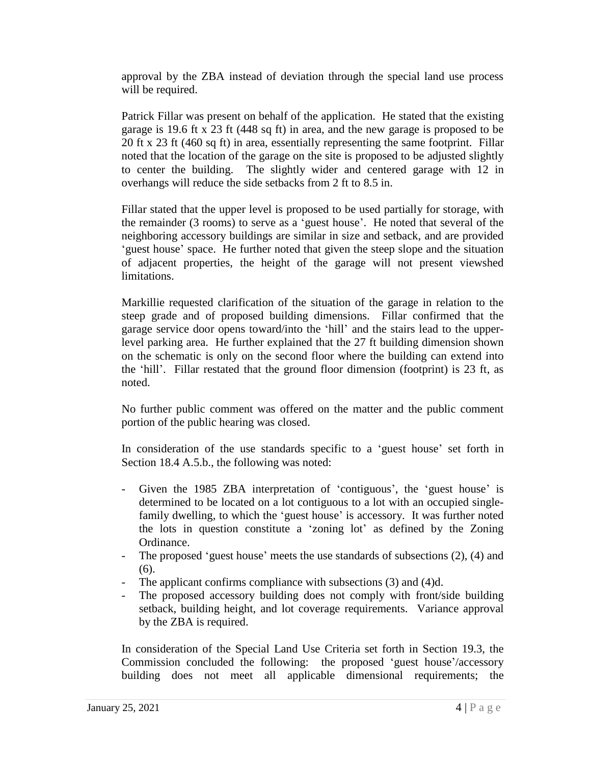approval by the ZBA instead of deviation through the special land use process will be required.

Patrick Fillar was present on behalf of the application. He stated that the existing garage is 19.6 ft x 23 ft (448 sq ft) in area, and the new garage is proposed to be 20 ft x 23 ft (460 sq ft) in area, essentially representing the same footprint. Fillar noted that the location of the garage on the site is proposed to be adjusted slightly to center the building. The slightly wider and centered garage with 12 in overhangs will reduce the side setbacks from 2 ft to 8.5 in.

Fillar stated that the upper level is proposed to be used partially for storage, with the remainder (3 rooms) to serve as a 'guest house'. He noted that several of the neighboring accessory buildings are similar in size and setback, and are provided 'guest house' space. He further noted that given the steep slope and the situation of adjacent properties, the height of the garage will not present viewshed limitations.

Markillie requested clarification of the situation of the garage in relation to the steep grade and of proposed building dimensions. Fillar confirmed that the garage service door opens toward/into the 'hill' and the stairs lead to the upper-level parking area. He further explained that the 27 ft building dimension shown on the schematic is only on the second floor where the building can extend into the 'hill'. Fillar restated that the ground floor dimension (footprint) is 23 ft, as noted.

No further public comment was offered on the matter and the public comment portion of the public hearing was closed.

In consideration of the use standards specific to a 'guest house' set forth in Section 18.4 A.5.b., the following was noted:

- Given the 1985 ZBA interpretation of 'contiguous', the 'guest house' is determined to be located on a lot contiguous to a lot with an occupied single-family dwelling, to which the 'guest house' is accessory. It was further noted the lots in question constitute a 'zoning lot' as defined by the Zoning Ordinance.
- The proposed 'guest house' meets the use standards of subsections (2), (4) and (6).
- The applicant confirms compliance with subsections (3) and (4)d.
- The proposed accessory building does not comply with front/side building setback, building height, and lot coverage requirements. Variance approval by the ZBA is required.

In consideration of the Special Land Use Criteria set forth in Section 19.3, the Commission concluded the following: the proposed 'guest house'/accessory building does not meet all applicable dimensional requirements; the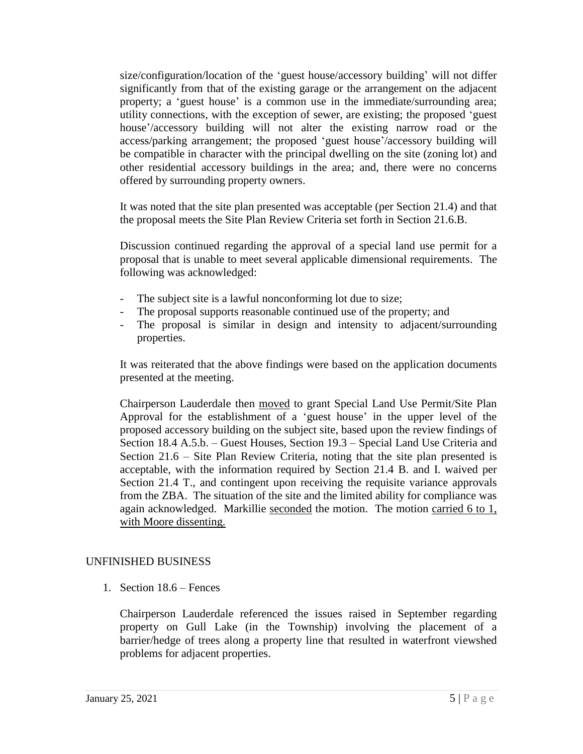size/configuration/location of the 'guest house/accessory building' will not differ significantly from that of the existing garage or the arrangement on the adjacent property; a 'guest house' is a common use in the immediate/surrounding area; utility connections, with the exception of sewer, are existing; the proposed 'guest house'/accessory building will not alter the existing narrow road or the access/parking arrangement; the proposed 'guest house'/accessory building will be compatible in character with the principal dwelling on the site (zoning lot) and other residential accessory buildings in the area; and, there were no concerns offered by surrounding property owners.

It was noted that the site plan presented was acceptable (per Section 21.4) and that the proposal meets the Site Plan Review Criteria set forth in Section 21.6.B.

Discussion continued regarding the approval of a special land use permit for a proposal that is unable to meet several applicable dimensional requirements. The following was acknowledged:

- The subject site is a lawful nonconforming lot due to size;
- The proposal supports reasonable continued use of the property; and
- The proposal is similar in design and intensity to adjacent/surrounding properties.

It was reiterated that the above findings were based on the application documents presented at the meeting.

Chairperson Lauderdale then moved to grant Special Land Use Permit/Site Plan Approval for the establishment of a 'guest house' in the upper level of the proposed accessory building on the subject site, based upon the review findings of Section 18.4 A.5.b. – Guest Houses, Section 19.3 – Special Land Use Criteria and Section 21.6 – Site Plan Review Criteria, noting that the site plan presented is acceptable, with the information required by Section 21.4 B. and I. waived per Section 21.4 T., and contingent upon receiving the requisite variance approvals from the ZBA. The situation of the site and the limited ability for compliance was again acknowledged. Markillie seconded the motion. The motion carried 6 to 1, with Moore dissenting.

## UNFINISHED BUSINESS

1. Section 18.6 – Fences

   Chairperson Lauderdale referenced the issues raised in September regarding property on Gull Lake (in the Township) involving the placement of a barrier/hedge of trees along a property line that resulted in waterfront viewshed problems for adjacent properties.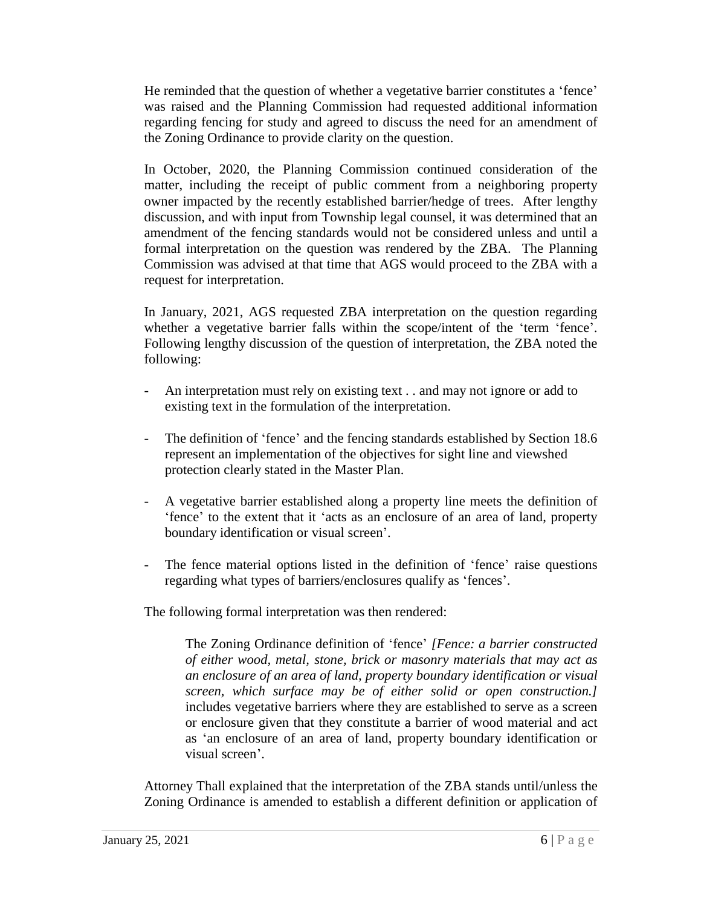He reminded that the question of whether a vegetative barrier constitutes a 'fence' was raised and the Planning Commission had requested additional information regarding fencing for study and agreed to discuss the need for an amendment of the Zoning Ordinance to provide clarity on the question.

In October, 2020, the Planning Commission continued consideration of the matter, including the receipt of public comment from a neighboring property owner impacted by the recently established barrier/hedge of trees. After lengthy discussion, and with input from Township legal counsel, it was determined that an amendment of the fencing standards would not be considered unless and until a formal interpretation on the question was rendered by the ZBA. The Planning Commission was advised at that time that AGS would proceed to the ZBA with a request for interpretation.

In January, 2021, AGS requested ZBA interpretation on the question regarding whether a vegetative barrier falls within the scope/intent of the 'term 'fence'. Following lengthy discussion of the question of interpretation, the ZBA noted the following:

- An interpretation must rely on existing text . . and may not ignore or add to existing text in the formulation of the interpretation.
- The definition of 'fence' and the fencing standards established by Section 18.6 represent an implementation of the objectives for sight line and viewshed protection clearly stated in the Master Plan.
- A vegetative barrier established along a property line meets the definition of 'fence' to the extent that it 'acts as an enclosure of an area of land, property boundary identification or visual screen'.
- The fence material options listed in the definition of 'fence' raise questions regarding what types of barriers/enclosures qualify as 'fences'.

The following formal interpretation was then rendered:

> The Zoning Ordinance definition of 'fence' *[Fence: a barrier constructed of either wood, metal, stone, brick or masonry materials that may act as an enclosure of an area of land, property boundary identification or visual screen, which surface may be of either solid or open construction.]* includes vegetative barriers where they are established to serve as a screen or enclosure given that they constitute a barrier of wood material and act as 'an enclosure of an area of land, property boundary identification or visual screen'.

Attorney Thall explained that the interpretation of the ZBA stands until/unless the Zoning Ordinance is amended to establish a different definition or application of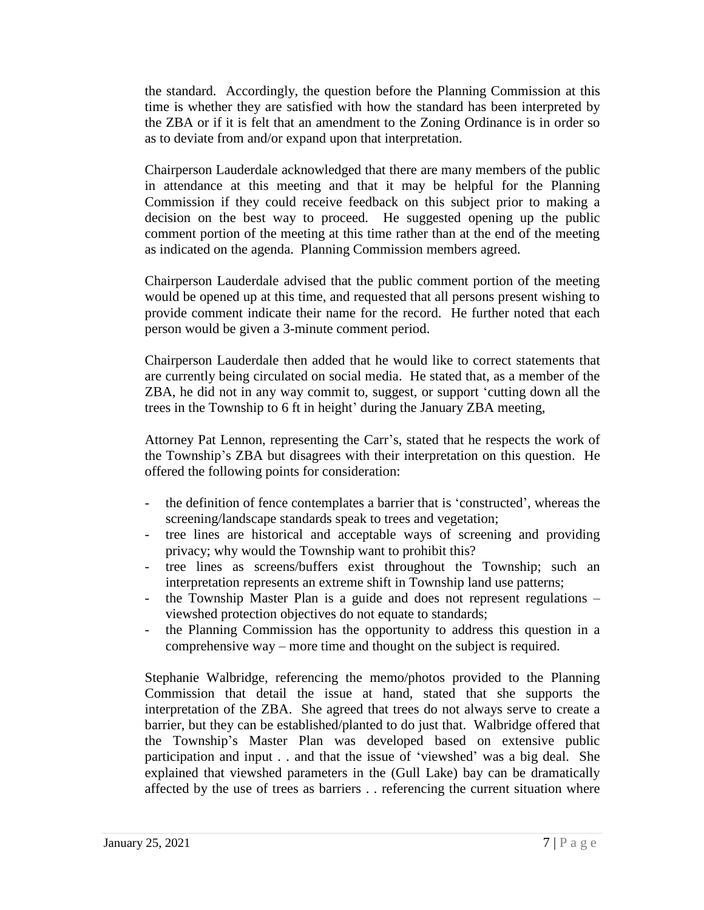the standard. Accordingly, the question before the Planning Commission at this time is whether they are satisfied with how the standard has been interpreted by the ZBA or if it is felt that an amendment to the Zoning Ordinance is in order so as to deviate from and/or expand upon that interpretation.

Chairperson Lauderdale acknowledged that there are many members of the public in attendance at this meeting and that it may be helpful for the Planning Commission if they could receive feedback on this subject prior to making a decision on the best way to proceed. He suggested opening up the public comment portion of the meeting at this time rather than at the end of the meeting as indicated on the agenda. Planning Commission members agreed.

Chairperson Lauderdale advised that the public comment portion of the meeting would be opened up at this time, and requested that all persons present wishing to provide comment indicate their name for the record. He further noted that each person would be given a 3-minute comment period.

Chairperson Lauderdale then added that he would like to correct statements that are currently being circulated on social media. He stated that, as a member of the ZBA, he did not in any way commit to, suggest, or support 'cutting down all the trees in the Township to 6 ft in height' during the January ZBA meeting,

Attorney Pat Lennon, representing the Carr's, stated that he respects the work of the Township's ZBA but disagrees with their interpretation on this question. He offered the following points for consideration:

- the definition of fence contemplates a barrier that is 'constructed', whereas the screening/landscape standards speak to trees and vegetation;
- tree lines are historical and acceptable ways of screening and providing privacy; why would the Township want to prohibit this?
- tree lines as screens/buffers exist throughout the Township; such an interpretation represents an extreme shift in Township land use patterns;
- the Township Master Plan is a guide and does not represent regulations – viewshed protection objectives do not equate to standards;
- the Planning Commission has the opportunity to address this question in a comprehensive way – more time and thought on the subject is required.

Stephanie Walbridge, referencing the memo/photos provided to the Planning Commission that detail the issue at hand, stated that she supports the interpretation of the ZBA. She agreed that trees do not always serve to create a barrier, but they can be established/planted to do just that. Walbridge offered that the Township's Master Plan was developed based on extensive public participation and input . . and that the issue of 'viewshed' was a big deal. She explained that viewshed parameters in the (Gull Lake) bay can be dramatically affected by the use of trees as barriers . . referencing the current situation where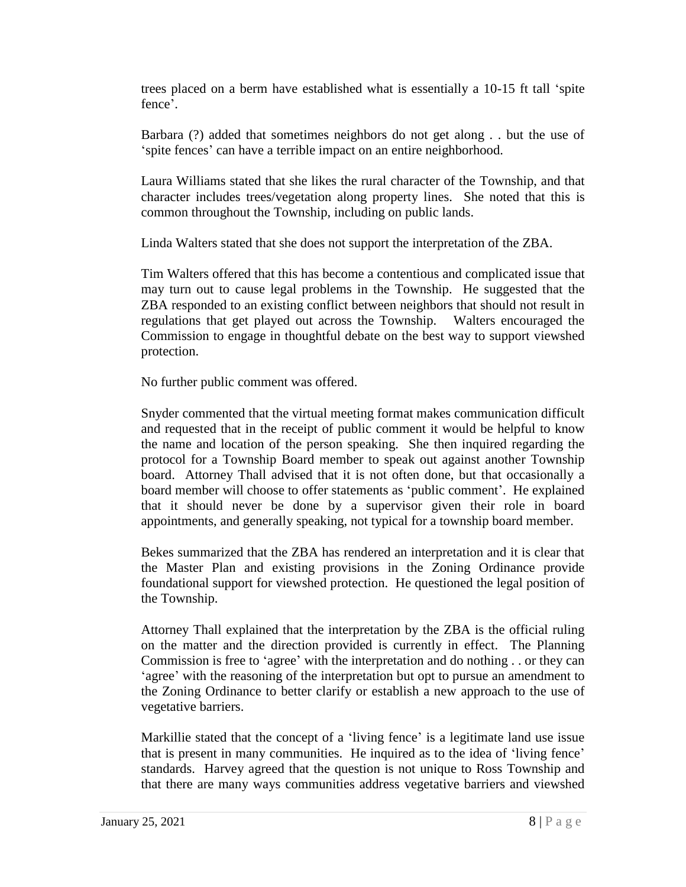trees placed on a berm have established what is essentially a 10-15 ft tall 'spite fence'.

Barbara (?) added that sometimes neighbors do not get along . . but the use of 'spite fences' can have a terrible impact on an entire neighborhood.

Laura Williams stated that she likes the rural character of the Township, and that character includes trees/vegetation along property lines. She noted that this is common throughout the Township, including on public lands.

Linda Walters stated that she does not support the interpretation of the ZBA.

Tim Walters offered that this has become a contentious and complicated issue that may turn out to cause legal problems in the Township. He suggested that the ZBA responded to an existing conflict between neighbors that should not result in regulations that get played out across the Township. Walters encouraged the Commission to engage in thoughtful debate on the best way to support viewshed protection.

No further public comment was offered.

Snyder commented that the virtual meeting format makes communication difficult and requested that in the receipt of public comment it would be helpful to know the name and location of the person speaking. She then inquired regarding the protocol for a Township Board member to speak out against another Township board. Attorney Thall advised that it is not often done, but that occasionally a board member will choose to offer statements as 'public comment'. He explained that it should never be done by a supervisor given their role in board appointments, and generally speaking, not typical for a township board member.

Bekes summarized that the ZBA has rendered an interpretation and it is clear that the Master Plan and existing provisions in the Zoning Ordinance provide foundational support for viewshed protection. He questioned the legal position of the Township.

Attorney Thall explained that the interpretation by the ZBA is the official ruling on the matter and the direction provided is currently in effect. The Planning Commission is free to 'agree' with the interpretation and do nothing . . or they can 'agree' with the reasoning of the interpretation but opt to pursue an amendment to the Zoning Ordinance to better clarify or establish a new approach to the use of vegetative barriers.

Markillie stated that the concept of a 'living fence' is a legitimate land use issue that is present in many communities. He inquired as to the idea of 'living fence' standards. Harvey agreed that the question is not unique to Ross Township and that there are many ways communities address vegetative barriers and viewshed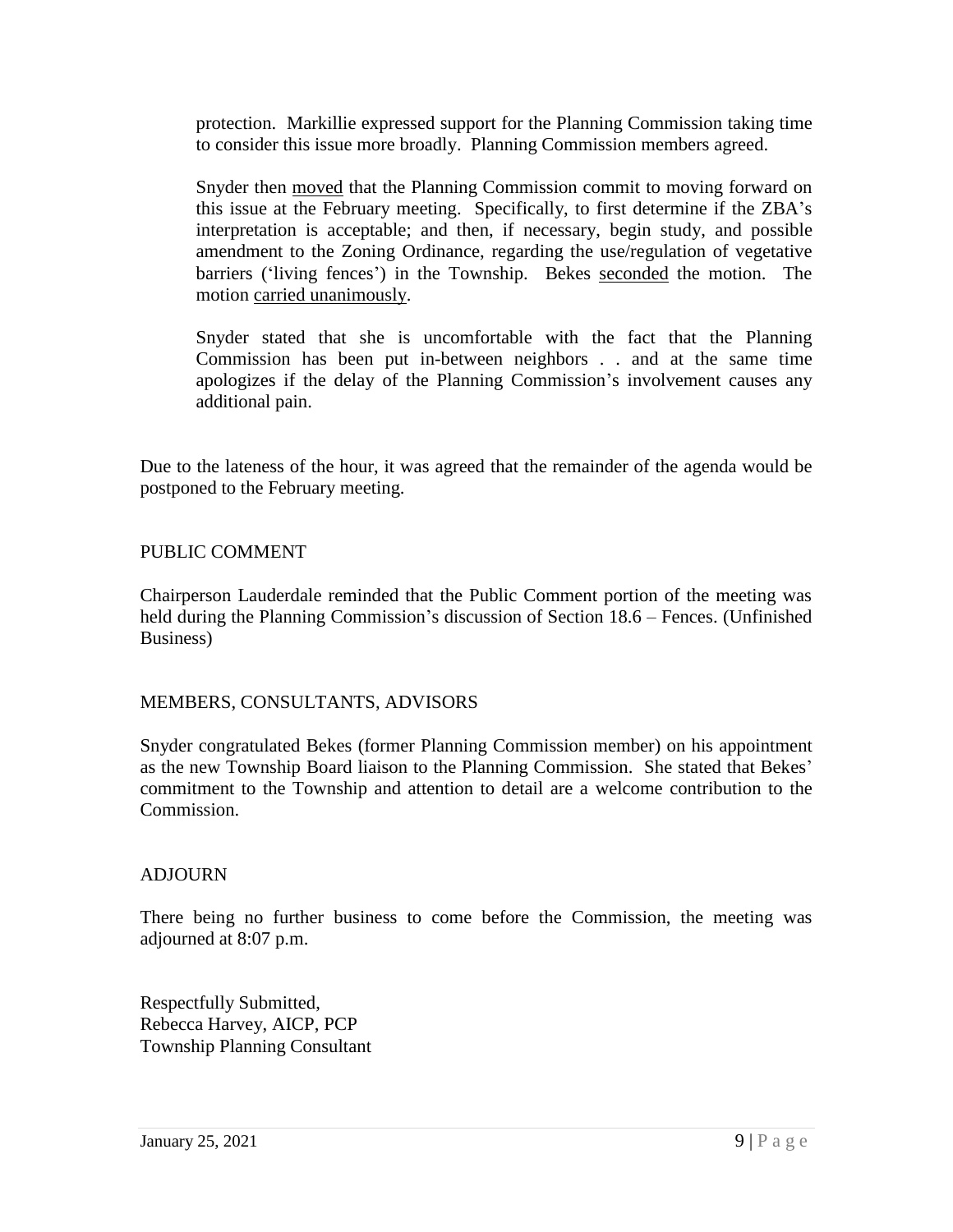protection. Markillie expressed support for the Planning Commission taking time to consider this issue more broadly. Planning Commission members agreed.

Snyder then moved that the Planning Commission commit to moving forward on this issue at the February meeting. Specifically, to first determine if the ZBA's interpretation is acceptable; and then, if necessary, begin study, and possible amendment to the Zoning Ordinance, regarding the use/regulation of vegetative barriers ('living fences') in the Township. Bekes seconded the motion. The motion carried unanimously.

Snyder stated that she is uncomfortable with the fact that the Planning Commission has been put in-between neighbors . . and at the same time apologizes if the delay of the Planning Commission's involvement causes any additional pain.

Due to the lateness of the hour, it was agreed that the remainder of the agenda would be postponed to the February meeting.

## PUBLIC COMMENT

Chairperson Lauderdale reminded that the Public Comment portion of the meeting was held during the Planning Commission's discussion of Section 18.6 – Fences. (Unfinished Business)

## MEMBERS, CONSULTANTS, ADVISORS

Snyder congratulated Bekes (former Planning Commission member) on his appointment as the new Township Board liaison to the Planning Commission. She stated that Bekes' commitment to the Township and attention to detail are a welcome contribution to the Commission.

## ADJOURN

There being no further business to come before the Commission, the meeting was adjourned at 8:07 p.m.

Respectfully Submitted,
Rebecca Harvey, AICP, PCP
Township Planning Consultant